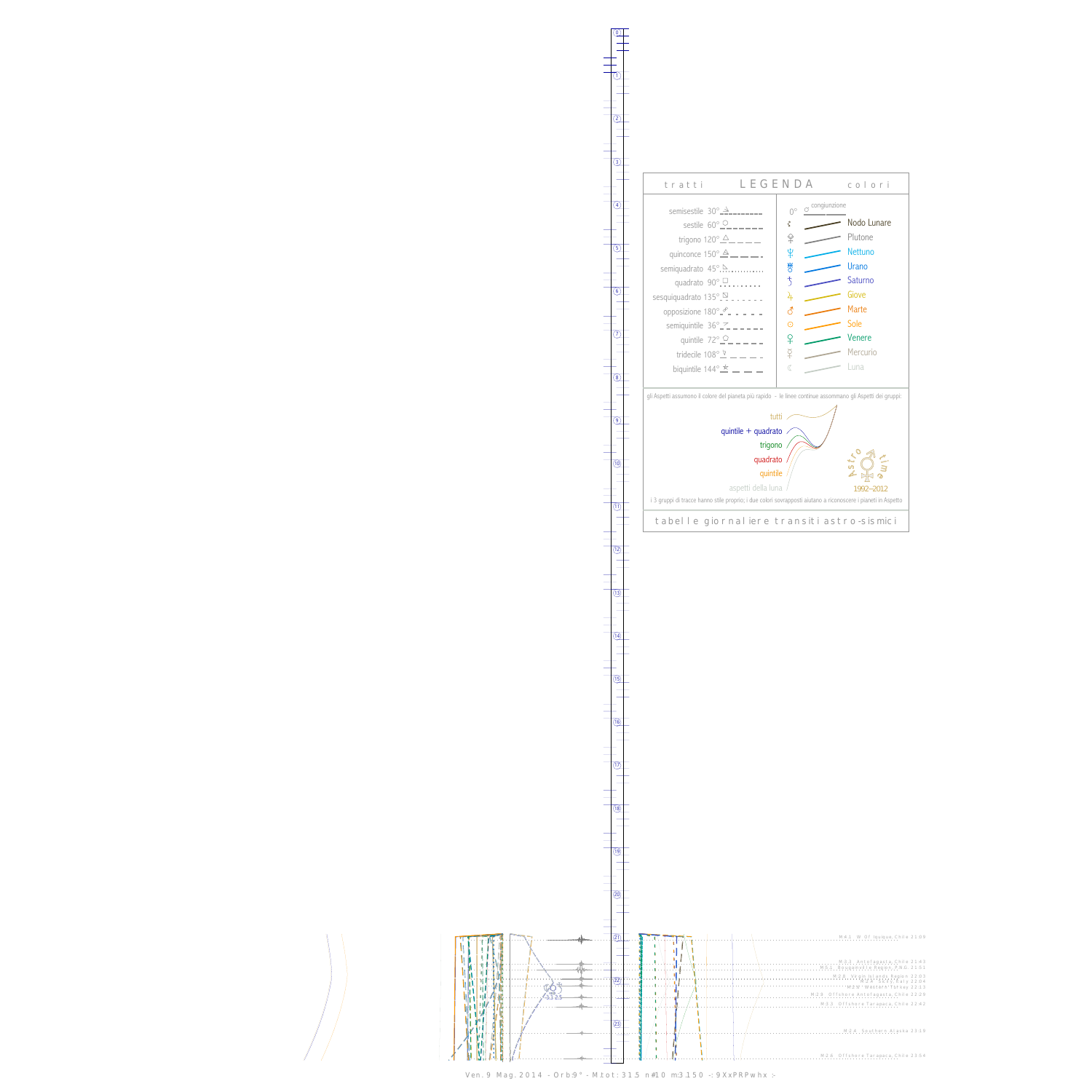## LEGENDA

**tratti**

- semisestile 30°
- sestile 60°
- trigono 120°
- quinconce 150°
- semiquadrato 45°
- quadrato 90°
- sesquiquadrato 135°
- opposizione 180°
- semiquintile 36°
- quintile 72°
- tridecile 108°
- biquintile 144°

**colori**

- 0° congiunzione
- Nodo Lunare
- Plutone
- Nettuno
- Urano
- Saturno
- Giove
- Marte
- Sole
- Venere
- Mercurio
- Luna

gli Aspetti assumono il colore del pianeta più rapido - le linee continue assommano gli Aspetti dei gruppi:

- tutti
- quintile + quadrato
- trigono
- quadrato
- quintile
- aspetti della luna

Astro time 1992–2012

i 3 gruppi di tracce hanno stile proprio; i due colori sovrapposti aiutano a riconoscere i pianeti in Aspetto

tabelle giornaliere transiti astro-sismici

M 4.1 W Of Iquique, Chile 21:09
M 3.5 Antofagasta, Chile 21:43
M 5.1 Bougainville Region, P.N.G. 21:51
M 2.8 Virgin Islands Region 22:03
M 2.8 Sicily, Italy 22:04
M 2.6 Western Turkey 22:13
M 2.8 Offshore Antofagasta, Chile 22:29
M 3.3 Offshore Tarapaca, Chile 22:42
M 3.4 Southern Alaska 23:19
M 2.6 Offshore Tarapaca, Chile 23:54

Ven. 9 Mag. 2014 - Orb:9° - M.tot: 31.5 n#10 m:3.150 -: 9XxPRPwhx :-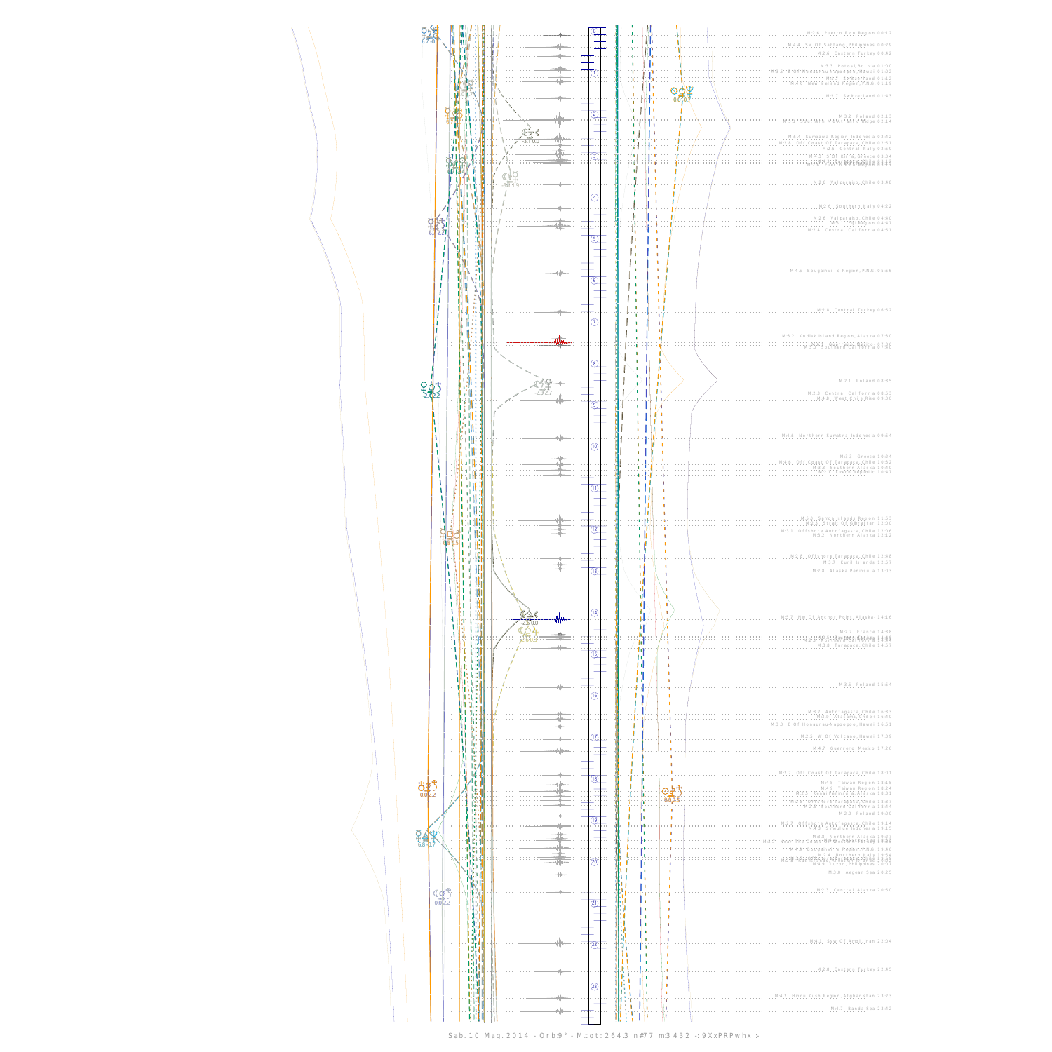M 3.6 Puerto Rico Region 00:11
M 4.4 Sw Of Sablang Philippines 00:29
M 2.6 Eastern Turkey 00:42
M 3.3 Potosi Bolivia 01:00
M 2.7 Switzerland 01:12
M 4.6 New Ireland Region P.N.G. 01:19
M 2.7 Switzerland 01:45
M 3.2 Poland 02:13
M 5.4 Sumbawa Region Indonesia 02:42
M 2.8 Off Coast Of Tarapaca Chile 02:51
M 2.5 Central Italy 02:59
M 2.6 Valparaiso Chile 03:48
M 2.6 Southern Italy 04:22
M 2.6 Valparaiso Chile 04:40
M 2.4 Central California 04:51
M 4.5 Bougainville Region P.N.G. 05:56
M 2.8 Central Turkey 06:52
M 3.2 Kodiak Island Region Alaska 07:30
M 2.1 Poland 08:35
M 2.3 Central California 08:53
M 4.6 West Chile Rise 09:00
M 4.6 Northern Sumatra Indonesia 09:54
M 3.3 Greece 10:24
M 4.6 Off Coast Of Tarapaca Chile 10:32
M 3.3 Southern Alaska 10:40
M 2.1 Czech Republic 10:47
M 5.0 Samoa Islands Region 11:53
M 2.6 Strait Of Gibraltar 12:00
M 3.1 Offshore Antofagasta Chile 12:06
M 2.5 Northern Alaska 12:12
M 2.8 Offshore Tarapaca Chile 12:48
M 3.7 Kuril Islands 12:57
M 2.8 Alaska Peninsula 13:03
M 5.7 Nw Of Anchor Point Alaska 14:16
M 2.7 France 14:38
M 3.8 Tarapaca Chile 14:57
M 3.5 Poland 15:54
M 3.7 Antofagasta Chile 16:33
M 2.9 Atacama Chile 16:40
M 3.0 E Of Honaunau-Napoopoo Hawaii 16:51
M 2.5 W Of Volcano Hawaii 17:09
M 4.7 Guerrero Mexico 17:26
M 2.7 Off Coast Of Tarapaca Chile 18:01
M 4.5 Taiwan Region 18:15
M 4.9 Taiwan Region 18:24
M 2.5 Kenai Peninsula Alaska 18:31
M 2.8 Offshore Tarapaca Chile 18:37
M 2.6 Southern California 18:44
M 2.0 Poland 19:00
M 2.7 Offshore Antofagasta Chile 19:14
M 4.5 Bougainville Region P.N.G. 19:46
M 4.5 Luzon Philippines 20:07
M 3.0 Aegean Sea 20:25
M 2.5 Central Alaska 20:50
M 4.1 Ssw Of Amol Iran 22:04
M 2.8 Eastern Turkey 22:45
M 4.2 Hindu Kush Region Afghanistan 23:23
M 4.7 Banda Sea 23:42

Sab.10 Mag.2014 - Orb:9° - M.tot: 264.3 n#77 m3.432 -: 9XxPRPwhx :-